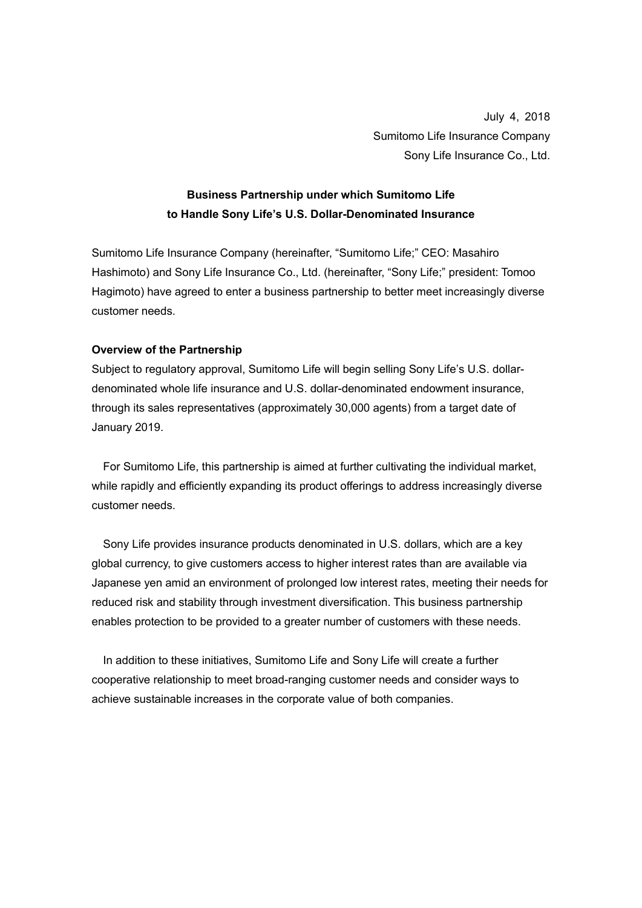July 4, 2018
Sumitomo Life Insurance Company
Sony Life Insurance Co., Ltd.

**Business Partnership under which Sumitomo Life to Handle Sony Life's U.S. Dollar-Denominated Insurance**

Sumitomo Life Insurance Company (hereinafter, "Sumitomo Life;" CEO: Masahiro Hashimoto) and Sony Life Insurance Co., Ltd. (hereinafter, "Sony Life;" president: Tomoo Hagimoto) have agreed to enter a business partnership to better meet increasingly diverse customer needs.

**Overview of the Partnership**

Subject to regulatory approval, Sumitomo Life will begin selling Sony Life's U.S. dollar-denominated whole life insurance and U.S. dollar-denominated endowment insurance, through its sales representatives (approximately 30,000 agents) from a target date of January 2019.

For Sumitomo Life, this partnership is aimed at further cultivating the individual market, while rapidly and efficiently expanding its product offerings to address increasingly diverse customer needs.

Sony Life provides insurance products denominated in U.S. dollars, which are a key global currency, to give customers access to higher interest rates than are available via Japanese yen amid an environment of prolonged low interest rates, meeting their needs for reduced risk and stability through investment diversification. This business partnership enables protection to be provided to a greater number of customers with these needs.

In addition to these initiatives, Sumitomo Life and Sony Life will create a further cooperative relationship to meet broad-ranging customer needs and consider ways to achieve sustainable increases in the corporate value of both companies.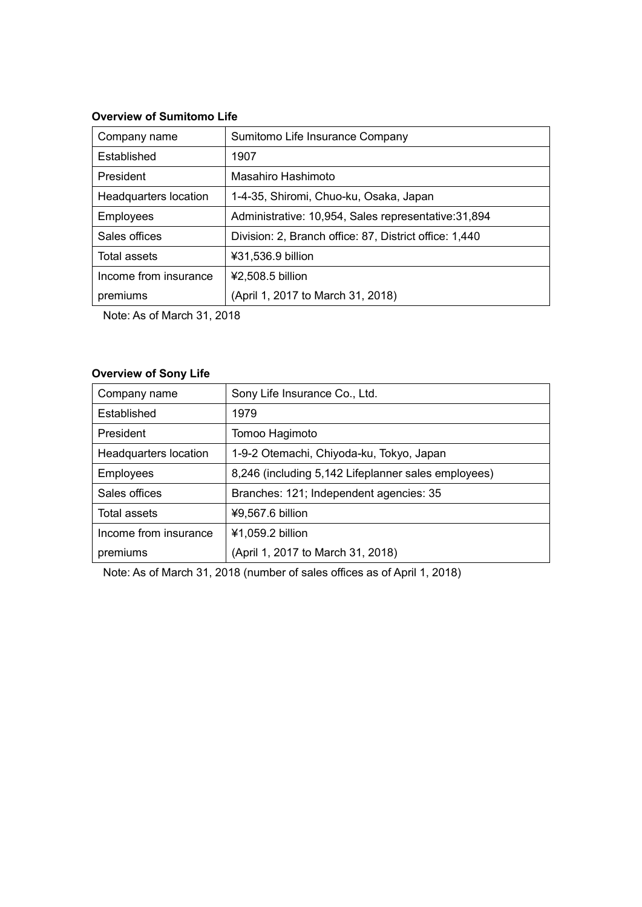**Overview of Sumitomo Life**

| | |
|---|---|
| Company name | Sumitomo Life Insurance Company |
| Established | 1907 |
| President | Masahiro Hashimoto |
| Headquarters location | 1-4-35, Shiromi, Chuo-ku, Osaka, Japan |
| Employees | Administrative: 10,954, Sales representative:31,894 |
| Sales offices | Division: 2, Branch office: 87, District office: 1,440 |
| Total assets | ¥31,536.9 billion |
| Income from insurance premiums | ¥2,508.5 billion (April 1, 2017 to March 31, 2018) |

Note: As of March 31, 2018

**Overview of Sony Life**

| | |
|---|---|
| Company name | Sony Life Insurance Co., Ltd. |
| Established | 1979 |
| President | Tomoo Hagimoto |
| Headquarters location | 1-9-2 Otemachi, Chiyoda-ku, Tokyo, Japan |
| Employees | 8,246 (including 5,142 Lifeplanner sales employees) |
| Sales offices | Branches: 121; Independent agencies: 35 |
| Total assets | ¥9,567.6 billion |
| Income from insurance premiums | ¥1,059.2 billion (April 1, 2017 to March 31, 2018) |

Note: As of March 31, 2018 (number of sales offices as of April 1, 2018)